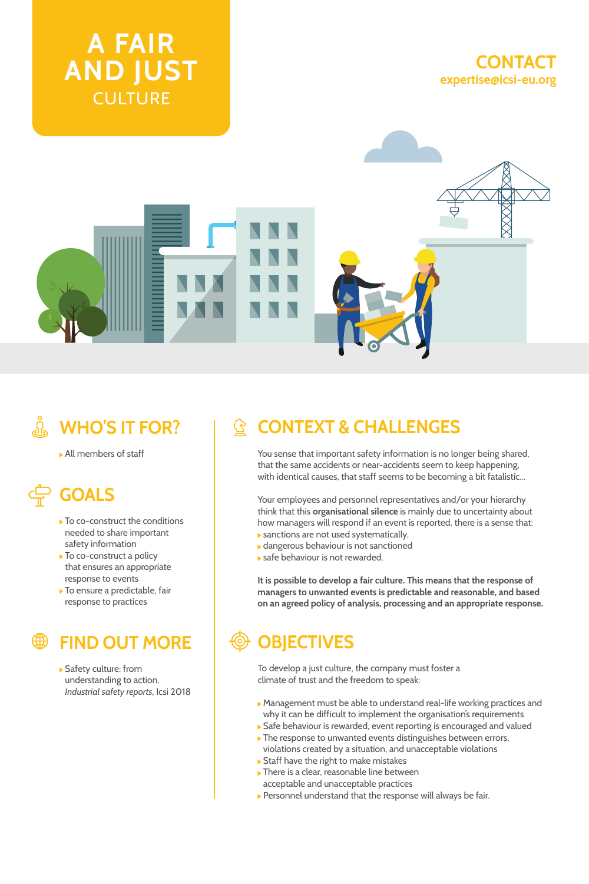# A FAIR AND JUST CULTURE

**CONTACT**
expertise@icsi-eu.org

## WHO'S IT FOR?

- All members of staff

## GOALS

- To co-construct the conditions needed to share important safety information
- To co-construct a policy that ensures an appropriate response to events
- To ensure a predictable, fair response to practices

## FIND OUT MORE

- Safety culture: from understanding to action, *Industrial safety reports*, Icsi 2018

## CONTEXT & CHALLENGES

You sense that important safety information is no longer being shared, that the same accidents or near-accidents seem to keep happening, with identical causes, that staff seems to be becoming a bit fatalistic...

Your employees and personnel representatives and/or your hierarchy think that this **organisational silence** is mainly due to uncertainty about how managers will respond if an event is reported, there is a sense that:

- sanctions are not used systematically,
- dangerous behaviour is not sanctioned
- safe behaviour is not rewarded.

**It is possible to develop a fair culture. This means that the response of managers to unwanted events is predictable and reasonable, and based on an agreed policy of analysis, processing and an appropriate response.**

## OBJECTIVES

To develop a just culture, the company must foster a climate of trust and the freedom to speak:

- Management must be able to understand real-life working practices and why it can be difficult to implement the organisation's requirements
- Safe behaviour is rewarded, event reporting is encouraged and valued
- The response to unwanted events distinguishes between errors, violations created by a situation, and unacceptable violations
- Staff have the right to make mistakes
- There is a clear, reasonable line between acceptable and unacceptable practices
- Personnel understand that the response will always be fair.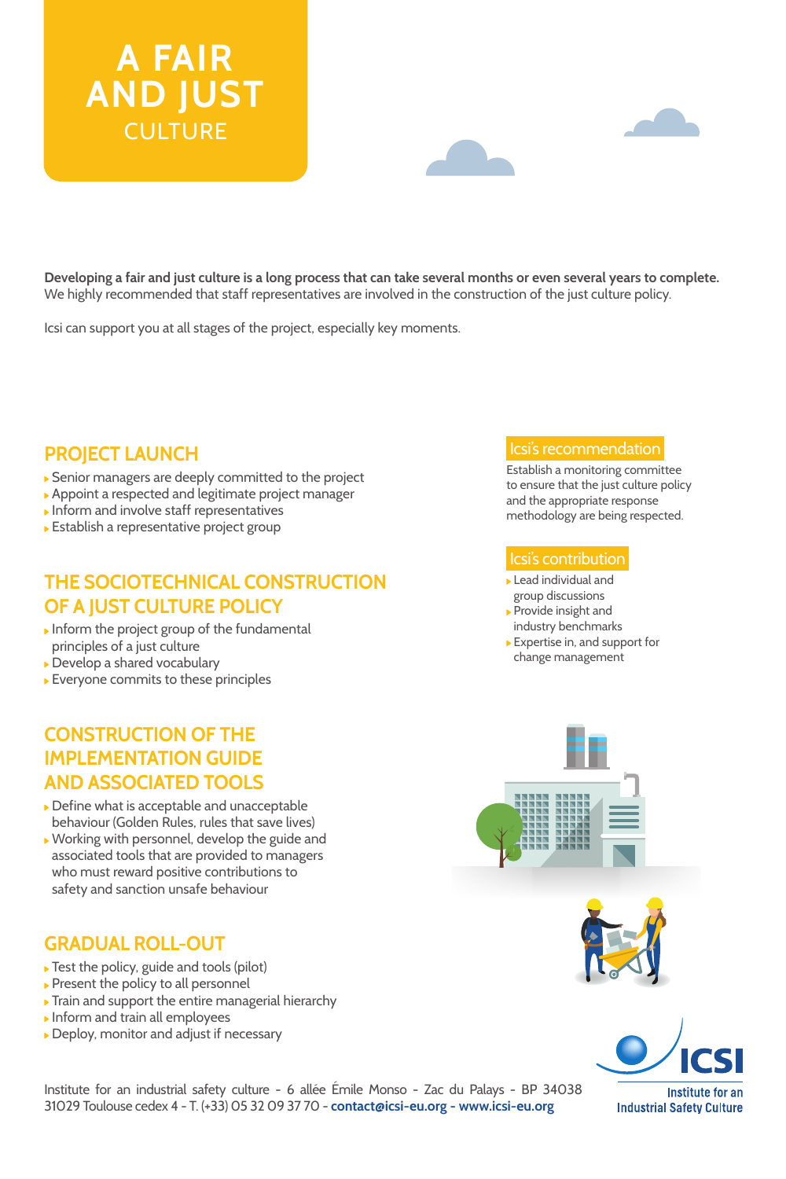# A FAIR AND JUST CULTURE

**Developing a fair and just culture is a long process that can take several months or even several years to complete.** We highly recommended that staff representatives are involved in the construction of the just culture policy.

Icsi can support you at all stages of the project, especially key moments.

## PROJECT LAUNCH

- Senior managers are deeply committed to the project
- Appoint a respected and legitimate project manager
- Inform and involve staff representatives
- Establish a representative project group

## THE SOCIOTECHNICAL CONSTRUCTION OF A JUST CULTURE POLICY

- Inform the project group of the fundamental principles of a just culture
- Develop a shared vocabulary
- Everyone commits to these principles

## CONSTRUCTION OF THE IMPLEMENTATION GUIDE AND ASSOCIATED TOOLS

- Define what is acceptable and unacceptable behaviour (Golden Rules, rules that save lives)
- Working with personnel, develop the guide and associated tools that are provided to managers who must reward positive contributions to safety and sanction unsafe behaviour

## GRADUAL ROLL-OUT

- Test the policy, guide and tools (pilot)
- Present the policy to all personnel
- Train and support the entire managerial hierarchy
- Inform and train all employees
- Deploy, monitor and adjust if necessary

### Icsi's recommendation

Establish a monitoring committee to ensure that the just culture policy and the appropriate response methodology are being respected.

### Icsi's contribution

- Lead individual and group discussions
- Provide insight and industry benchmarks
- Expertise in, and support for change management

Institute for an industrial safety culture - 6 allée Émile Monso - Zac du Palays - BP 34038 31029 Toulouse cedex 4 - T. (+33) 05 32 09 37 70 - **contact@icsi-eu.org - www.icsi-eu.org**

ICSI
Institute for an Industrial Safety Culture